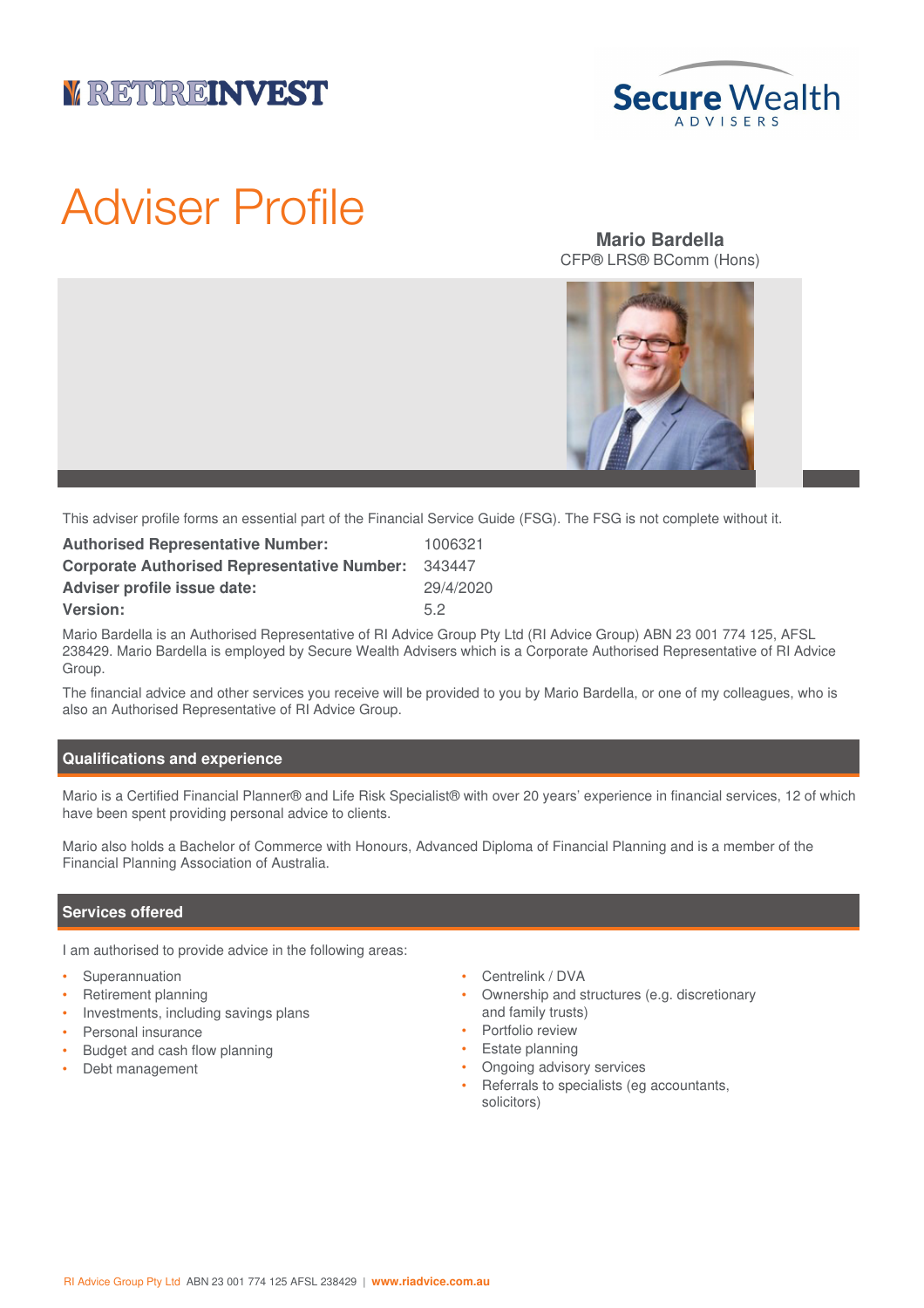RETIREINVEST

Secure Wealth ADVISERS

# Adviser Profile

**Mario Bardella**
CFP® LRS® BComm (Hons)

This adviser profile forms an essential part of the Financial Service Guide (FSG). The FSG is not complete without it.

| | |
|---|---|
| **Authorised Representative Number:** | 1006321 |
| **Corporate Authorised Representative Number:** | 343447 |
| **Adviser profile issue date:** | 29/4/2020 |
| **Version:** | 5.2 |

Mario Bardella is an Authorised Representative of RI Advice Group Pty Ltd (RI Advice Group) ABN 23 001 774 125, AFSL 238429. Mario Bardella is employed by Secure Wealth Advisers which is a Corporate Authorised Representative of RI Advice Group.

The financial advice and other services you receive will be provided to you by Mario Bardella, or one of my colleagues, who is also an Authorised Representative of RI Advice Group.

## Qualifications and experience

Mario is a Certified Financial Planner® and Life Risk Specialist® with over 20 years' experience in financial services, 12 of which have been spent providing personal advice to clients.

Mario also holds a Bachelor of Commerce with Honours, Advanced Diploma of Financial Planning and is a member of the Financial Planning Association of Australia.

## Services offered

I am authorised to provide advice in the following areas:

- Superannuation
- Retirement planning
- Investments, including savings plans
- Personal insurance
- Budget and cash flow planning
- Debt management
- Centrelink / DVA
- Ownership and structures (e.g. discretionary and family trusts)
- Portfolio review
- Estate planning
- Ongoing advisory services
- Referrals to specialists (eg accountants, solicitors)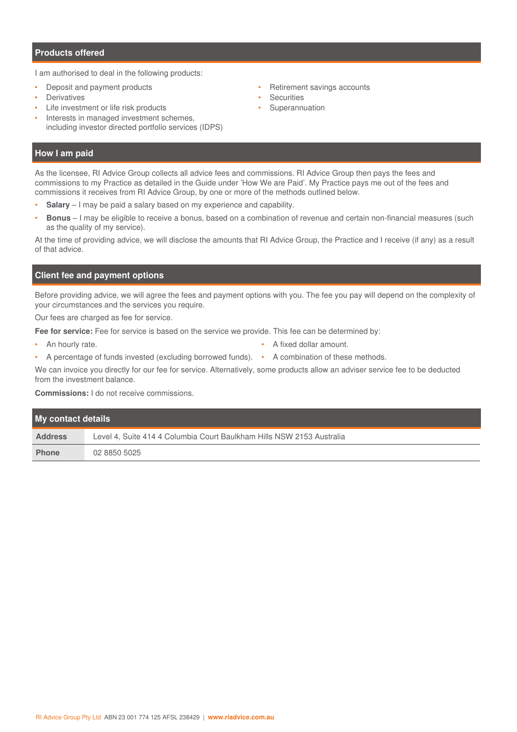## Products offered

I am authorised to deal in the following products:

- Deposit and payment products
- Derivatives
- Life investment or life risk products
- Interests in managed investment schemes, including investor directed portfolio services (IDPS)
- Retirement savings accounts
- Securities
- Superannuation

## How I am paid

As the licensee, RI Advice Group collects all advice fees and commissions. RI Advice Group then pays the fees and commissions to my Practice as detailed in the Guide under 'How We are Paid'. My Practice pays me out of the fees and commissions it receives from RI Advice Group, by one or more of the methods outlined below.

- **Salary** – I may be paid a salary based on my experience and capability.
- **Bonus** – I may be eligible to receive a bonus, based on a combination of revenue and certain non-financial measures (such as the quality of my service).

At the time of providing advice, we will disclose the amounts that RI Advice Group, the Practice and I receive (if any) as a result of that advice.

## Client fee and payment options

Before providing advice, we will agree the fees and payment options with you. The fee you pay will depend on the complexity of your circumstances and the services you require.

Our fees are charged as fee for service.

**Fee for service:** Fee for service is based on the service we provide. This fee can be determined by:

- An hourly rate.
- A percentage of funds invested (excluding borrowed funds).
- A fixed dollar amount.
- A combination of these methods.

We can invoice you directly for our fee for service. Alternatively, some products allow an adviser service fee to be deducted from the investment balance.

**Commissions:** I do not receive commissions.

## My contact details

| | |
|---|---|
| **Address** | Level 4, Suite 414 4 Columbia Court Baulkham Hills NSW 2153 Australia |
| **Phone** | 02 8850 5025 |

RI Advice Group Pty Ltd ABN 23 001 774 125 AFSL 238429 | **www.riadvice.com.au**